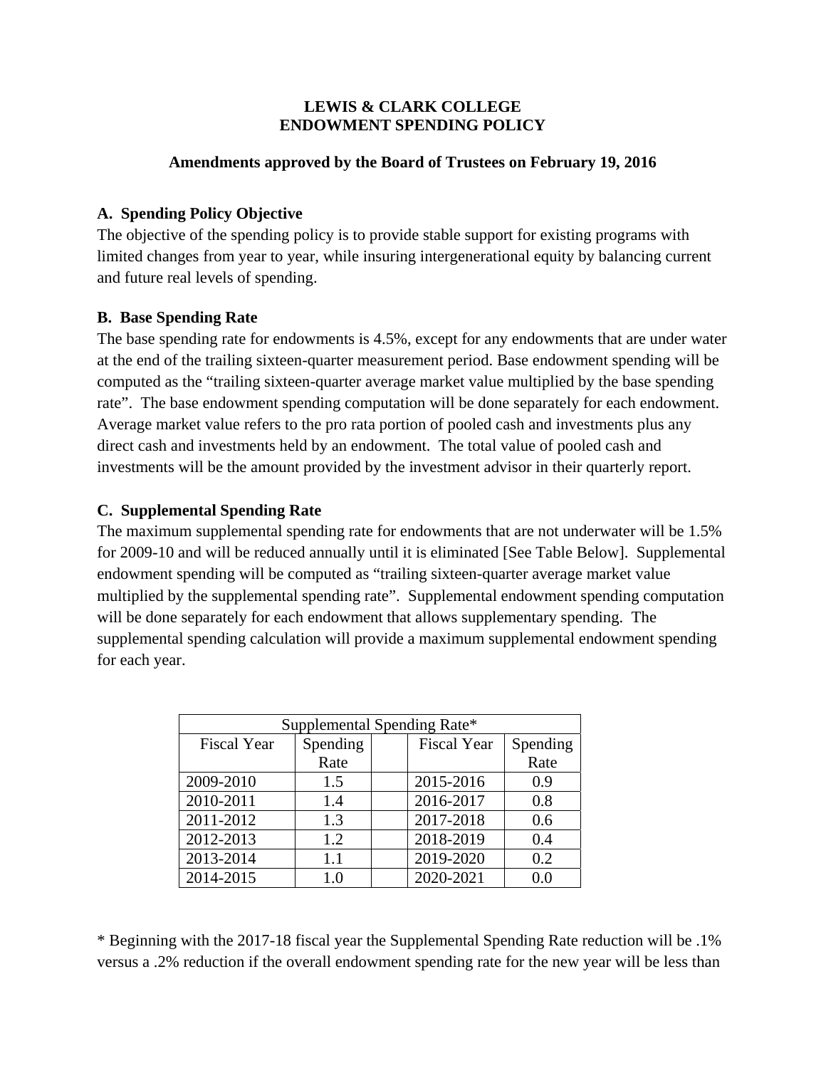**LEWIS & CLARK COLLEGE**
**ENDOWMENT SPENDING POLICY**

**Amendments approved by the Board of Trustees on February 19, 2016**

**A. Spending Policy Objective**

The objective of the spending policy is to provide stable support for existing programs with limited changes from year to year, while insuring intergenerational equity by balancing current and future real levels of spending.

**B. Base Spending Rate**

The base spending rate for endowments is 4.5%, except for any endowments that are under water at the end of the trailing sixteen-quarter measurement period. Base endowment spending will be computed as the "trailing sixteen-quarter average market value multiplied by the base spending rate". The base endowment spending computation will be done separately for each endowment. Average market value refers to the pro rata portion of pooled cash and investments plus any direct cash and investments held by an endowment. The total value of pooled cash and investments will be the amount provided by the investment advisor in their quarterly report.

**C. Supplemental Spending Rate**

The maximum supplemental spending rate for endowments that are not underwater will be 1.5% for 2009-10 and will be reduced annually until it is eliminated [See Table Below]. Supplemental endowment spending will be computed as "trailing sixteen-quarter average market value multiplied by the supplemental spending rate". Supplemental endowment spending computation will be done separately for each endowment that allows supplementary spending. The supplemental spending calculation will provide a maximum supplemental endowment spending for each year.

| Supplemental Spending Rate* | | | | |
|---|---|---|---|---|
| Fiscal Year | Spending Rate | | Fiscal Year | Spending Rate |
| 2009-2010 | 1.5 | | 2015-2016 | 0.9 |
| 2010-2011 | 1.4 | | 2016-2017 | 0.8 |
| 2011-2012 | 1.3 | | 2017-2018 | 0.6 |
| 2012-2013 | 1.2 | | 2018-2019 | 0.4 |
| 2013-2014 | 1.1 | | 2019-2020 | 0.2 |
| 2014-2015 | 1.0 | | 2020-2021 | 0.0 |

* Beginning with the 2017-18 fiscal year the Supplemental Spending Rate reduction will be .1% versus a .2% reduction if the overall endowment spending rate for the new year will be less than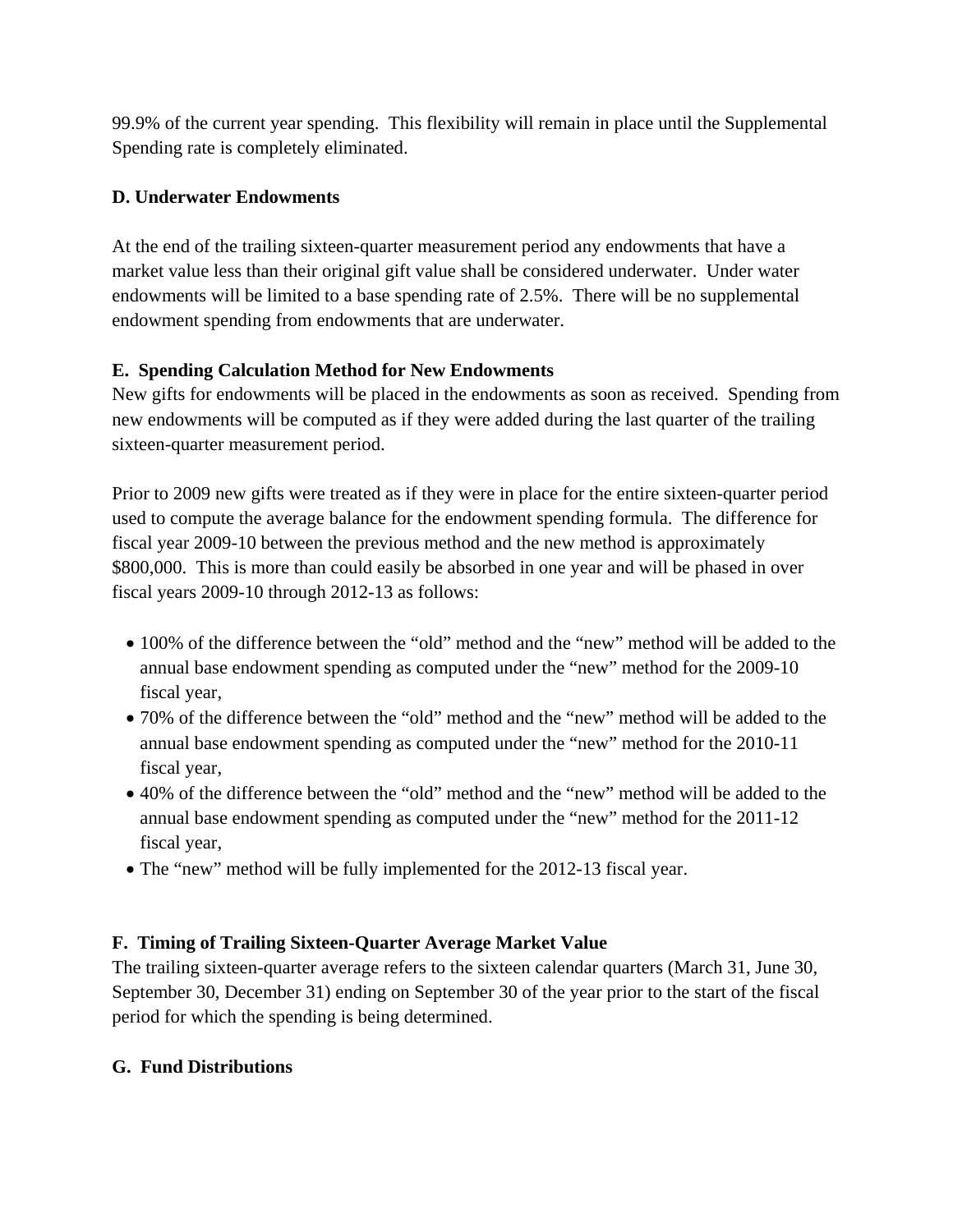99.9% of the current year spending.  This flexibility will remain in place until the Supplemental Spending rate is completely eliminated.

**D. Underwater Endowments**

At the end of the trailing sixteen-quarter measurement period any endowments that have a market value less than their original gift value shall be considered underwater.  Under water endowments will be limited to a base spending rate of 2.5%.  There will be no supplemental endowment spending from endowments that are underwater.

**E.  Spending Calculation Method for New Endowments**

New gifts for endowments will be placed in the endowments as soon as received.  Spending from new endowments will be computed as if they were added during the last quarter of the trailing sixteen-quarter measurement period.

Prior to 2009 new gifts were treated as if they were in place for the entire sixteen-quarter period used to compute the average balance for the endowment spending formula.  The difference for fiscal year 2009-10 between the previous method and the new method is approximately $800,000.  This is more than could easily be absorbed in one year and will be phased in over fiscal years 2009-10 through 2012-13 as follows:

- 100% of the difference between the "old" method and the "new" method will be added to the annual base endowment spending as computed under the "new" method for the 2009-10 fiscal year,
- 70% of the difference between the "old" method and the "new" method will be added to the annual base endowment spending as computed under the "new" method for the 2010-11 fiscal year,
- 40% of the difference between the "old" method and the "new" method will be added to the annual base endowment spending as computed under the "new" method for the 2011-12 fiscal year,
- The "new" method will be fully implemented for the 2012-13 fiscal year.

**F.  Timing of Trailing Sixteen-Quarter Average Market Value**

The trailing sixteen-quarter average refers to the sixteen calendar quarters (March 31, June 30, September 30, December 31) ending on September 30 of the year prior to the start of the fiscal period for which the spending is being determined.

**G.  Fund Distributions**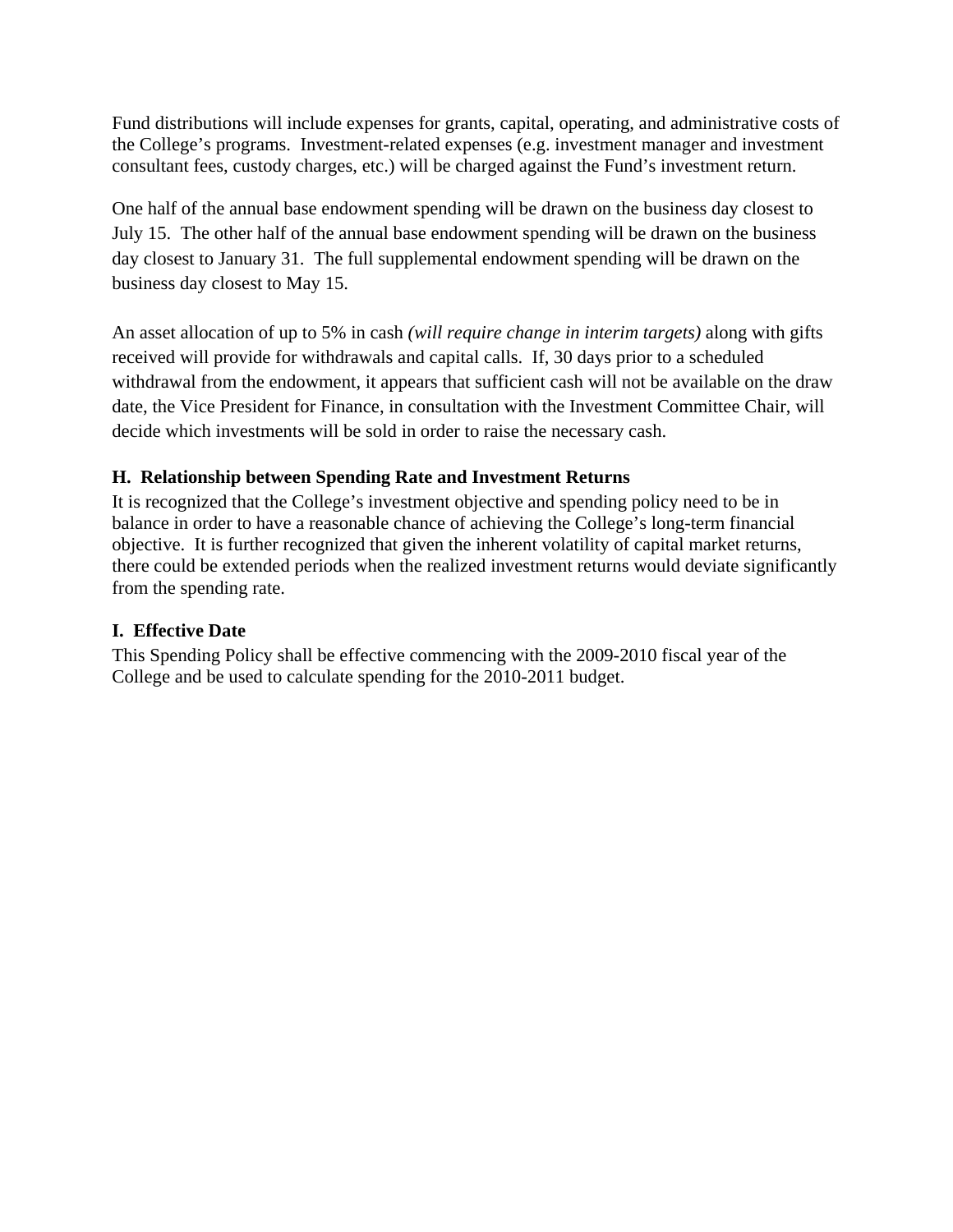Fund distributions will include expenses for grants, capital, operating, and administrative costs of the College's programs.  Investment-related expenses (e.g. investment manager and investment consultant fees, custody charges, etc.) will be charged against the Fund's investment return.

One half of the annual base endowment spending will be drawn on the business day closest to July 15.  The other half of the annual base endowment spending will be drawn on the business day closest to January 31.  The full supplemental endowment spending will be drawn on the business day closest to May 15.

An asset allocation of up to 5% in cash *(will require change in interim targets)* along with gifts received will provide for withdrawals and capital calls.  If, 30 days prior to a scheduled withdrawal from the endowment, it appears that sufficient cash will not be available on the draw date, the Vice President for Finance, in consultation with the Investment Committee Chair, will decide which investments will be sold in order to raise the necessary cash.

### H.  Relationship between Spending Rate and Investment Returns

It is recognized that the College's investment objective and spending policy need to be in balance in order to have a reasonable chance of achieving the College's long-term financial objective.  It is further recognized that given the inherent volatility of capital market returns, there could be extended periods when the realized investment returns would deviate significantly from the spending rate.

### I.  Effective Date

This Spending Policy shall be effective commencing with the 2009-2010 fiscal year of the College and be used to calculate spending for the 2010-2011 budget.